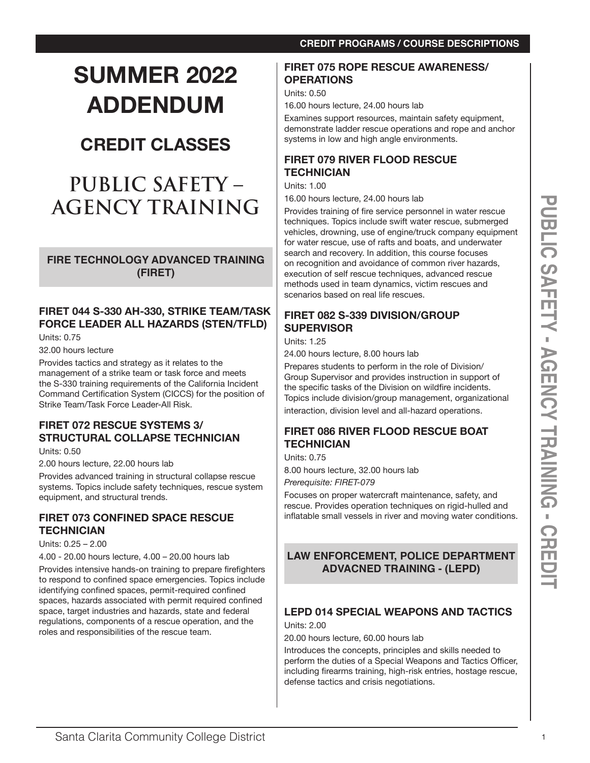# SUMMER 2022 ADDENDUM

## CREDIT CLASSES

# PUBLIC SAFETY – AGENCY TRAINING

## FIRE TECHNOLOGY ADVANCED TRAINING (FIRET)

### FIRET 044 S-330 AH-330, STRIKE TEAM/TASK FORCE LEADER ALL HAZARDS (STEN/TFLD)

Units: 0.75

32.00 hours lecture

Provides tactics and strategy as it relates to the management of a strike team or task force and meets the S-330 training requirements of the California Incident Command Certification System (CICCS) for the position of Strike Team/Task Force Leader-All Risk.

### FIRET 072 RESCUE SYSTEMS 3/ STRUCTURAL COLLAPSE TECHNICIAN

Units: 0.50

2.00 hours lecture, 22.00 hours lab

Provides advanced training in structural collapse rescue systems. Topics include safety techniques, rescue system equipment, and structural trends.

### FIRET 073 CONFINED SPACE RESCUE TECHNICIAN

Units: 0.25 – 2.00

4.00 - 20.00 hours lecture, 4.00 – 20.00 hours lab

Provides intensive hands-on training to prepare firefighters to respond to confined space emergencies. Topics include identifying confined spaces, permit-required confined spaces, hazards associated with permit required confined space, target industries and hazards, state and federal regulations, components of a rescue operation, and the roles and responsibilities of the rescue team.

### FIRET 075 ROPE RESCUE AWARENESS/ OPERATIONS

Units: 0.50

16.00 hours lecture, 24.00 hours lab

Examines support resources, maintain safety equipment, demonstrate ladder rescue operations and rope and anchor systems in low and high angle environments.

### FIRET 079 RIVER FLOOD RESCUE TECHNICIAN

Units: 1.00

16.00 hours lecture, 24.00 hours lab

Provides training of fire service personnel in water rescue techniques. Topics include swift water rescue, submerged vehicles, drowning, use of engine/truck company equipment for water rescue, use of rafts and boats, and underwater search and recovery. In addition, this course focuses on recognition and avoidance of common river hazards, execution of self rescue techniques, advanced rescue methods used in team dynamics, victim rescues and scenarios based on real life rescues.

### FIRET 082 S-339 DIVISION/GROUP SUPERVISOR

Units: 1.25

24.00 hours lecture, 8.00 hours lab

Prepares students to perform in the role of Division/ Group Supervisor and provides instruction in support of the specific tasks of the Division on wildfire incidents. Topics include division/group management, organizational interaction, division level and all-hazard operations.

### FIRET 086 RIVER FLOOD RESCUE BOAT TECHNICIAN

Units: 0.75

8.00 hours lecture, 32.00 hours lab

*Prerequisite: FIRET-079*

Focuses on proper watercraft maintenance, safety, and rescue. Provides operation techniques on rigid-hulled and inflatable small vessels in river and moving water conditions.

## LAW ENFORCEMENT, POLICE DEPARTMENT ADVACNED TRAINING - (LEPD)

### LEPD 014 SPECIAL WEAPONS AND TACTICS

Units: 2.00

20.00 hours lecture, 60.00 hours lab

Introduces the concepts, principles and skills needed to perform the duties of a Special Weapons and Tactics Officer, including firearms training, high-risk entries, hostage rescue, defense tactics and crisis negotiations.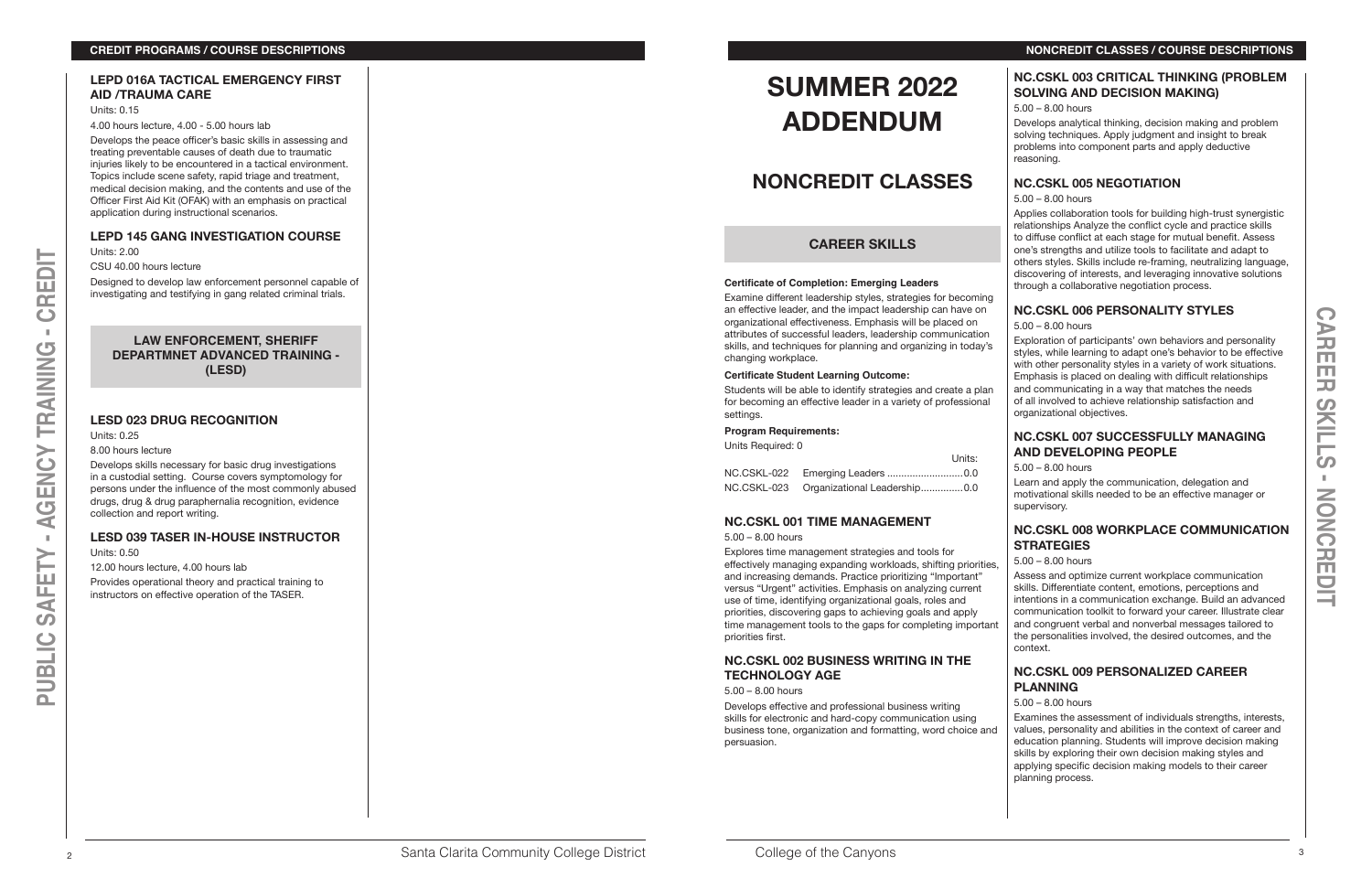## LEPD 016A TACTICAL EMERGENCY FIRST AID /TRAUMA CARE

Units: 0.15

4.00 hours lecture, 4.00 - 5.00 hours lab

Develops the peace officer's basic skills in assessing and treating preventable causes of death due to traumatic injuries likely to be encountered in a tactical environment. Topics include scene safety, rapid triage and treatment, medical decision making, and the contents and use of the Officer First Aid Kit (OFAK) with an emphasis on practical application during instructional scenarios.

## LEPD 145 GANG INVESTIGATION COURSE

Units: 2.00

CSU 40.00 hours lecture

Designed to develop law enforcement personnel capable of investigating and testifying in gang related criminal trials.

## LAW ENFORCEMENT, SHERIFF DEPARTMNET ADVANCED TRAINING - (LESD)

## LESD 023 DRUG RECOGNITION

Units: 0.25

8.00 hours lecture

Develops skills necessary for basic drug investigations in a custodial setting. Course covers symptomology for persons under the influence of the most commonly abused drugs, drug & drug paraphernalia recognition, evidence collection and report writing.

## LESD 039 TASER IN-HOUSE INSTRUCTOR

Units: 0.50

12.00 hours lecture, 4.00 hours lab

Provides operational theory and practical training to instructors on effective operation of the TASER.

# SUMMER 2022 ADDENDUM

# NONCREDIT CLASSES

## CAREER SKILLS

**Certificate of Completion: Emerging Leaders**

Examine different leadership styles, strategies for becoming an effective leader, and the impact leadership can have on organizational effectiveness. Emphasis will be placed on attributes of successful leaders, leadership communication skills, and techniques for planning and organizing in today's changing workplace.

**Certificate Student Learning Outcome:**

Students will be able to identify strategies and create a plan for becoming an effective leader in a variety of professional settings.

**Program Requirements:**

Units Required: 0

| | | Units: |
|---|---|---|
| NC.CSKL-022 | Emerging Leaders | 0.0 |
| NC.CSKL-023 | Organizational Leadership | 0.0 |

## NC.CSKL 001 TIME MANAGEMENT

5.00 – 8.00 hours

Explores time management strategies and tools for effectively managing expanding workloads, shifting priorities, and increasing demands. Practice prioritizing "Important" versus "Urgent" activities. Emphasis on analyzing current use of time, identifying organizational goals, roles and priorities, discovering gaps to achieving goals and apply time management tools to the gaps for completing important priorities first.

## NC.CSKL 002 BUSINESS WRITING IN THE TECHNOLOGY AGE

5.00 – 8.00 hours

Develops effective and professional business writing skills for electronic and hard-copy communication using business tone, organization and formatting, word choice and persuasion.

## NC.CSKL 003 CRITICAL THINKING (PROBLEM SOLVING AND DECISION MAKING)

5.00 – 8.00 hours

Develops analytical thinking, decision making and problem solving techniques. Apply judgment and insight to break problems into component parts and apply deductive reasoning.

## NC.CSKL 005 NEGOTIATION

5.00 – 8.00 hours

Applies collaboration tools for building high-trust synergistic relationships Analyze the conflict cycle and practice skills to diffuse conflict at each stage for mutual benefit. Assess one's strengths and utilize tools to facilitate and adapt to others styles. Skills include re-framing, neutralizing language, discovering of interests, and leveraging innovative solutions through a collaborative negotiation process.

## NC.CSKL 006 PERSONALITY STYLES

5.00 – 8.00 hours

Exploration of participants' own behaviors and personality styles, while learning to adapt one's behavior to be effective with other personality styles in a variety of work situations. Emphasis is placed on dealing with difficult relationships and communicating in a way that matches the needs of all involved to achieve relationship satisfaction and organizational objectives.

## NC.CSKL 007 SUCCESSFULLY MANAGING AND DEVELOPING PEOPLE

5.00 – 8.00 hours

Learn and apply the communication, delegation and motivational skills needed to be an effective manager or supervisory.

## NC.CSKL 008 WORKPLACE COMMUNICATION STRATEGIES

5.00 – 8.00 hours

Assess and optimize current workplace communication skills. Differentiate content, emotions, perceptions and intentions in a communication exchange. Build an advanced communication toolkit to forward your career. Illustrate clear and congruent verbal and nonverbal messages tailored to the personalities involved, the desired outcomes, and the context.

## NC.CSKL 009 PERSONALIZED CAREER PLANNING

5.00 – 8.00 hours

Examines the assessment of individuals strengths, interests, values, personality and abilities in the context of career and education planning. Students will improve decision making skills by exploring their own decision making styles and applying specific decision making models to their career planning process.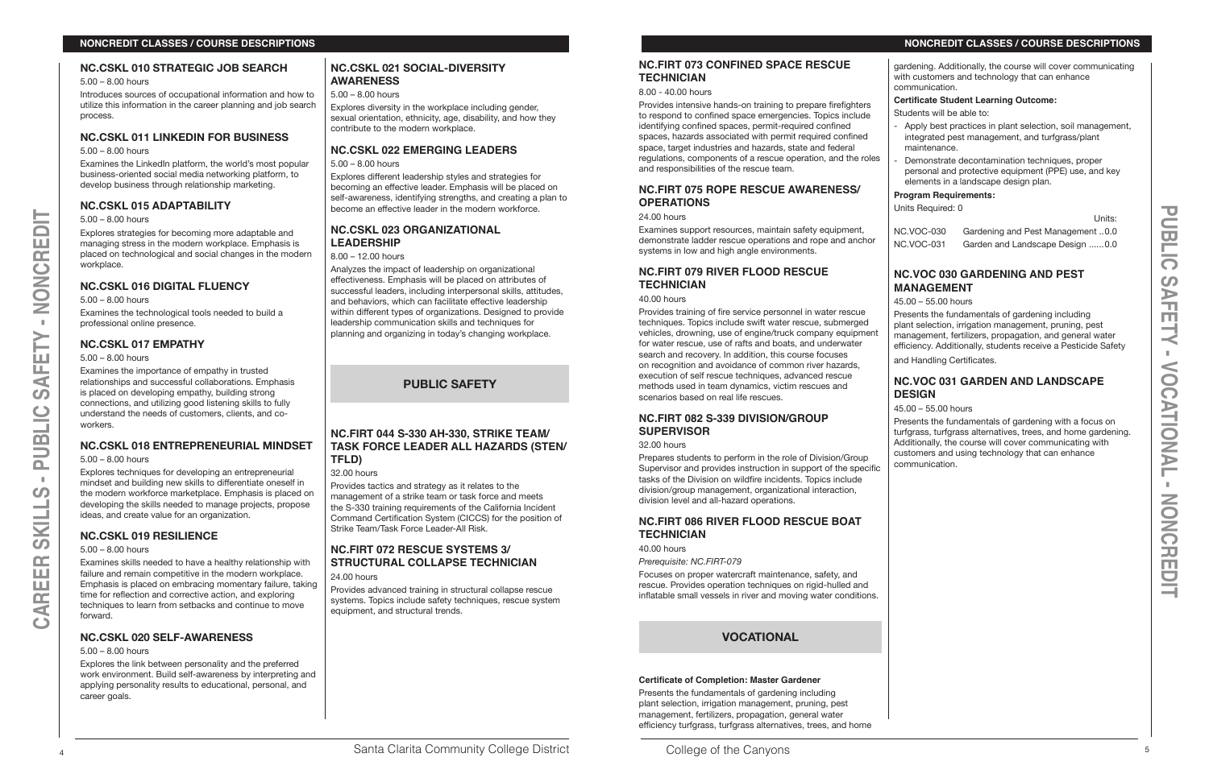## NC.CSKL 010 STRATEGIC JOB SEARCH

5.00 – 8.00 hours

Introduces sources of occupational information and how to utilize this information in the career planning and job search process.

## NC.CSKL 011 LINKEDIN FOR BUSINESS

5.00 – 8.00 hours

Examines the LinkedIn platform, the world's most popular business-oriented social media networking platform, to develop business through relationship marketing.

## NC.CSKL 015 ADAPTABILITY

5.00 – 8.00 hours

Explores strategies for becoming more adaptable and managing stress in the modern workplace. Emphasis is placed on technological and social changes in the modern workplace.

## NC.CSKL 016 DIGITAL FLUENCY

5.00 – 8.00 hours

Examines the technological tools needed to build a professional online presence.

## NC.CSKL 017 EMPATHY

5.00 – 8.00 hours

Examines the importance of empathy in trusted relationships and successful collaborations. Emphasis is placed on developing empathy, building strong connections, and utilizing good listening skills to fully understand the needs of customers, clients, and co-workers.

## NC.CSKL 018 ENTREPRENEURIAL MINDSET

5.00 – 8.00 hours

Explores techniques for developing an entrepreneurial mindset and building new skills to differentiate oneself in the modern workforce marketplace. Emphasis is placed on developing the skills needed to manage projects, propose ideas, and create value for an organization.

## NC.CSKL 019 RESILIENCE

5.00 – 8.00 hours

Examines skills needed to have a healthy relationship with failure and remain competitive in the modern workplace. Emphasis is placed on embracing momentary failure, taking time for reflection and corrective action, and exploring techniques to learn from setbacks and continue to move forward.

## NC.CSKL 020 SELF-AWARENESS

5.00 – 8.00 hours

Explores the link between personality and the preferred work environment. Build self-awareness by interpreting and applying personality results to educational, personal, and career goals.

## NC.CSKL 021 SOCIAL-DIVERSITY AWARENESS

5.00 – 8.00 hours

Explores diversity in the workplace including gender, sexual orientation, ethnicity, age, disability, and how they contribute to the modern workplace.

## NC.CSKL 022 EMERGING LEADERS

5.00 – 8.00 hours

Explores different leadership styles and strategies for becoming an effective leader. Emphasis will be placed on self-awareness, identifying strengths, and creating a plan to become an effective leader in the modern workforce.

## NC.CSKL 023 ORGANIZATIONAL LEADERSHIP

8.00 – 12.00 hours

Analyzes the impact of leadership on organizational effectiveness. Emphasis will be placed on attributes of successful leaders, including interpersonal skills, attitudes, and behaviors, which can facilitate effective leadership within different types of organizations. Designed to provide leadership communication skills and techniques for planning and organizing in today's changing workplace.

# PUBLIC SAFETY

## NC.FIRT 044 S-330 AH-330, STRIKE TEAM/ TASK FORCE LEADER ALL HAZARDS (STEN/ TFLD)

32.00 hours

Provides tactics and strategy as it relates to the management of a strike team or task force and meets the S-330 training requirements of the California Incident Command Certification System (CICCS) for the position of Strike Team/Task Force Leader-All Risk.

## NC.FIRT 072 RESCUE SYSTEMS 3/ STRUCTURAL COLLAPSE TECHNICIAN

24.00 hours

Provides advanced training in structural collapse rescue systems. Topics include safety techniques, rescue system equipment, and structural trends.

## NC.FIRT 073 CONFINED SPACE RESCUE TECHNICIAN

8.00 - 40.00 hours

Provides intensive hands-on training to prepare firefighters to respond to confined space emergencies. Topics include identifying confined spaces, permit-required confined spaces, hazards associated with permit required confined space, target industries and hazards, state and federal regulations, components of a rescue operation, and the roles and responsibilities of the rescue team.

## NC.FIRT 075 ROPE RESCUE AWARENESS/ OPERATIONS

24.00 hours

Examines support resources, maintain safety equipment, demonstrate ladder rescue operations and rope and anchor systems in low and high angle environments.

## NC.FIRT 079 RIVER FLOOD RESCUE TECHNICIAN

40.00 hours

Provides training of fire service personnel in water rescue techniques. Topics include swift water rescue, submerged vehicles, drowning, use of engine/truck company equipment for water rescue, use of rafts and boats, and underwater search and recovery. In addition, this course focuses on recognition and avoidance of common river hazards, execution of self rescue techniques, advanced rescue methods used in team dynamics, victim rescues and scenarios based on real life rescues.

## NC.FIRT 082 S-339 DIVISION/GROUP SUPERVISOR

32.00 hours

Prepares students to perform in the role of Division/Group Supervisor and provides instruction in support of the specific tasks of the Division on wildfire incidents. Topics include division/group management, organizational interaction, division level and all-hazard operations.

## NC.FIRT 086 RIVER FLOOD RESCUE BOAT TECHNICIAN

40.00 hours

*Prerequisite: NC.FIRT-079*

Focuses on proper watercraft maintenance, safety, and rescue. Provides operation techniques on rigid-hulled and inflatable small vessels in river and moving water conditions.

# VOCATIONAL

**Certificate of Completion: Master Gardener**

Presents the fundamentals of gardening including plant selection, irrigation management, pruning, pest management, fertilizers, propagation, general water efficiency turfgrass, turfgrass alternatives, trees, and home gardening. Additionally, the course will cover communicating with customers and technology that can enhance communication.

**Certificate Student Learning Outcome:**

Students will be able to:

- Apply best practices in plant selection, soil management, integrated pest management, and turfgrass/plant maintenance.
- Demonstrate decontamination techniques, proper personal and protective equipment (PPE) use, and key elements in a landscape design plan.

**Program Requirements:**

Units Required: 0

| | | Units: |
|---|---|---|
| NC.VOC-030 | Gardening and Pest Management | 0.0 |
| NC.VOC-031 | Garden and Landscape Design | 0.0 |

## NC.VOC 030 GARDENING AND PEST MANAGEMENT

45.00 – 55.00 hours

Presents the fundamentals of gardening including plant selection, irrigation management, pruning, pest management, fertilizers, propagation, and general water efficiency. Additionally, students receive a Pesticide Safety and Handling Certificates.

## NC.VOC 031 GARDEN AND LANDSCAPE DESIGN

45.00 – 55.00 hours

Presents the fundamentals of gardening with a focus on turfgrass, turfgrass alternatives, trees, and home gardening. Additionally, the course will cover communicating with customers and using technology that can enhance communication.